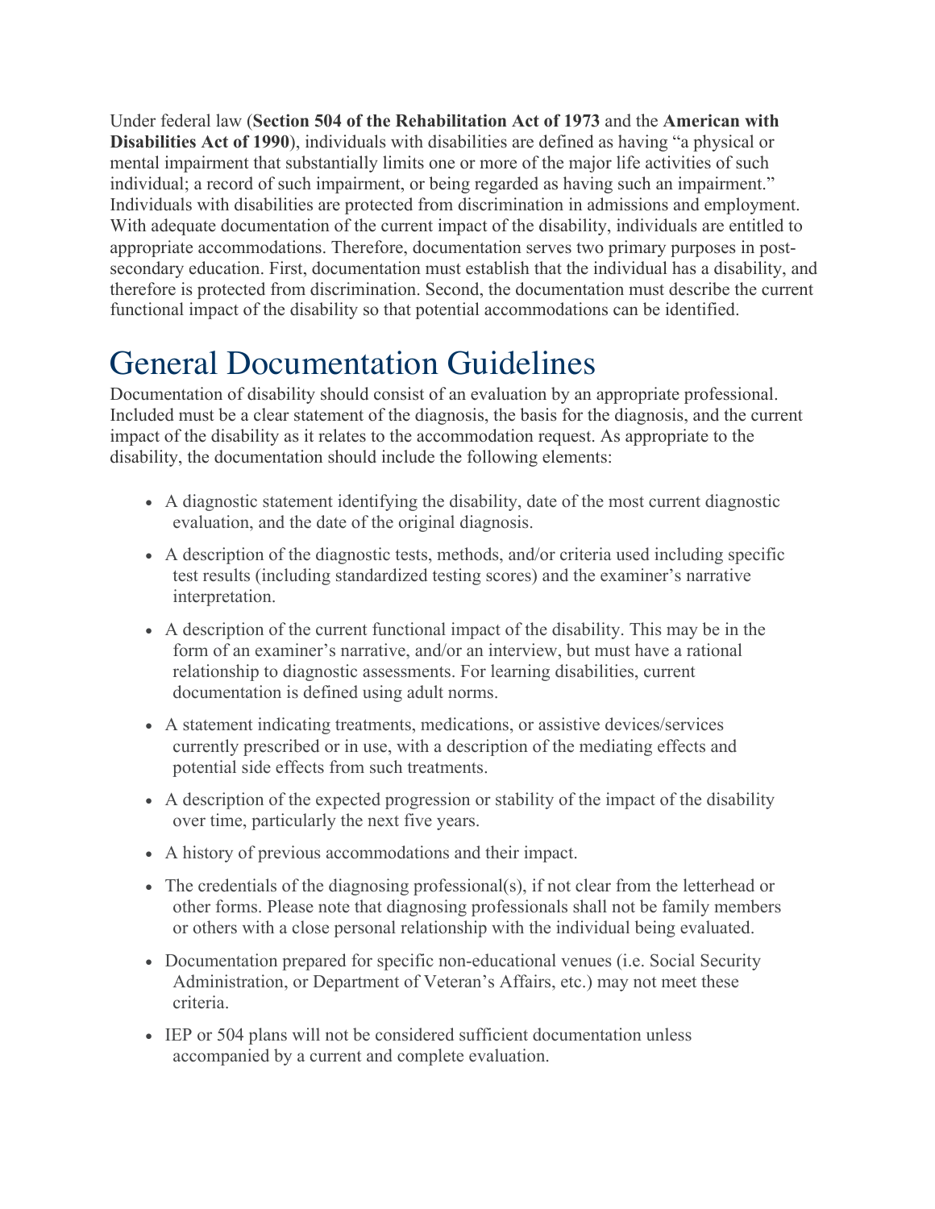Under federal law (**Section 504 of the Rehabilitation Act of 1973** and the **American with Disabilities Act of 1990**), individuals with disabilities are defined as having "a physical or mental impairment that substantially limits one or more of the major life activities of such individual; a record of such impairment, or being regarded as having such an impairment." Individuals with disabilities are protected from discrimination in admissions and employment. With adequate documentation of the current impact of the disability, individuals are entitled to appropriate accommodations. Therefore, documentation serves two primary purposes in post-secondary education. First, documentation must establish that the individual has a disability, and therefore is protected from discrimination. Second, the documentation must describe the current functional impact of the disability so that potential accommodations can be identified.

# General Documentation Guidelines

Documentation of disability should consist of an evaluation by an appropriate professional. Included must be a clear statement of the diagnosis, the basis for the diagnosis, and the current impact of the disability as it relates to the accommodation request. As appropriate to the disability, the documentation should include the following elements:

- A diagnostic statement identifying the disability, date of the most current diagnostic evaluation, and the date of the original diagnosis.
- A description of the diagnostic tests, methods, and/or criteria used including specific test results (including standardized testing scores) and the examiner's narrative interpretation.
- A description of the current functional impact of the disability. This may be in the form of an examiner's narrative, and/or an interview, but must have a rational relationship to diagnostic assessments. For learning disabilities, current documentation is defined using adult norms.
- A statement indicating treatments, medications, or assistive devices/services currently prescribed or in use, with a description of the mediating effects and potential side effects from such treatments.
- A description of the expected progression or stability of the impact of the disability over time, particularly the next five years.
- A history of previous accommodations and their impact.
- The credentials of the diagnosing professional(s), if not clear from the letterhead or other forms. Please note that diagnosing professionals shall not be family members or others with a close personal relationship with the individual being evaluated.
- Documentation prepared for specific non-educational venues (i.e. Social Security Administration, or Department of Veteran's Affairs, etc.) may not meet these criteria.
- IEP or 504 plans will not be considered sufficient documentation unless accompanied by a current and complete evaluation.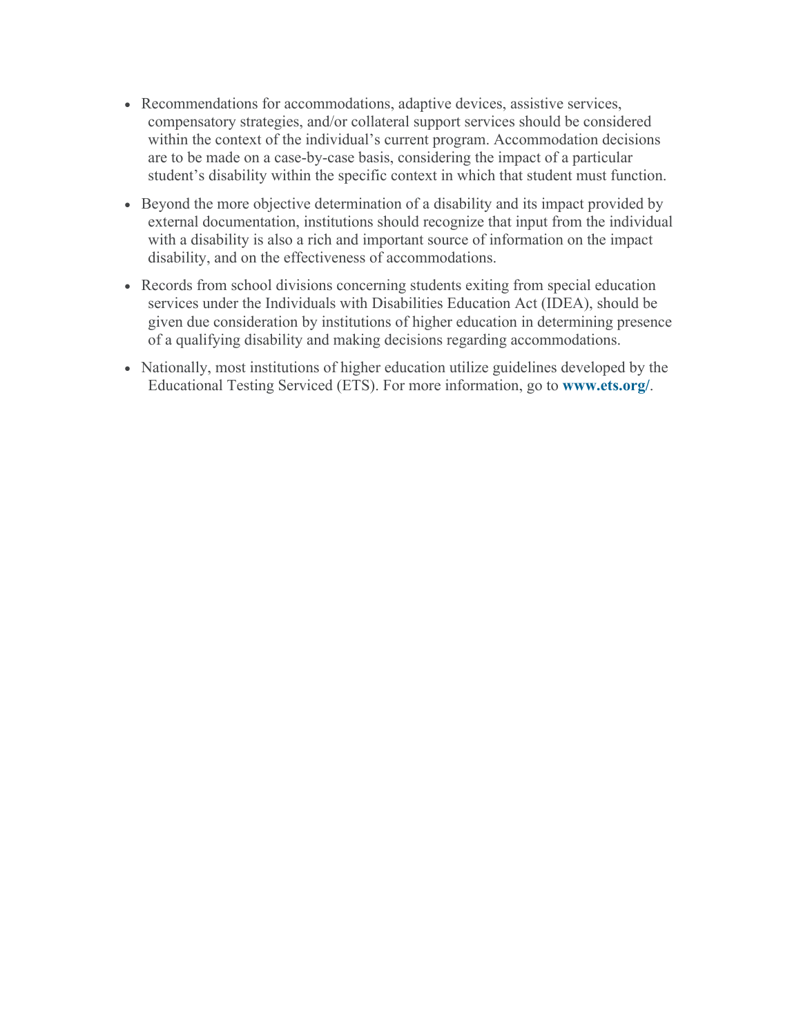- Recommendations for accommodations, adaptive devices, assistive services, compensatory strategies, and/or collateral support services should be considered within the context of the individual's current program. Accommodation decisions are to be made on a case-by-case basis, considering the impact of a particular student's disability within the specific context in which that student must function.
- Beyond the more objective determination of a disability and its impact provided by external documentation, institutions should recognize that input from the individual with a disability is also a rich and important source of information on the impact disability, and on the effectiveness of accommodations.
- Records from school divisions concerning students exiting from special education services under the Individuals with Disabilities Education Act (IDEA), should be given due consideration by institutions of higher education in determining presence of a qualifying disability and making decisions regarding accommodations.
- Nationally, most institutions of higher education utilize guidelines developed by the Educational Testing Serviced (ETS). For more information, go to **www.ets.org/**.